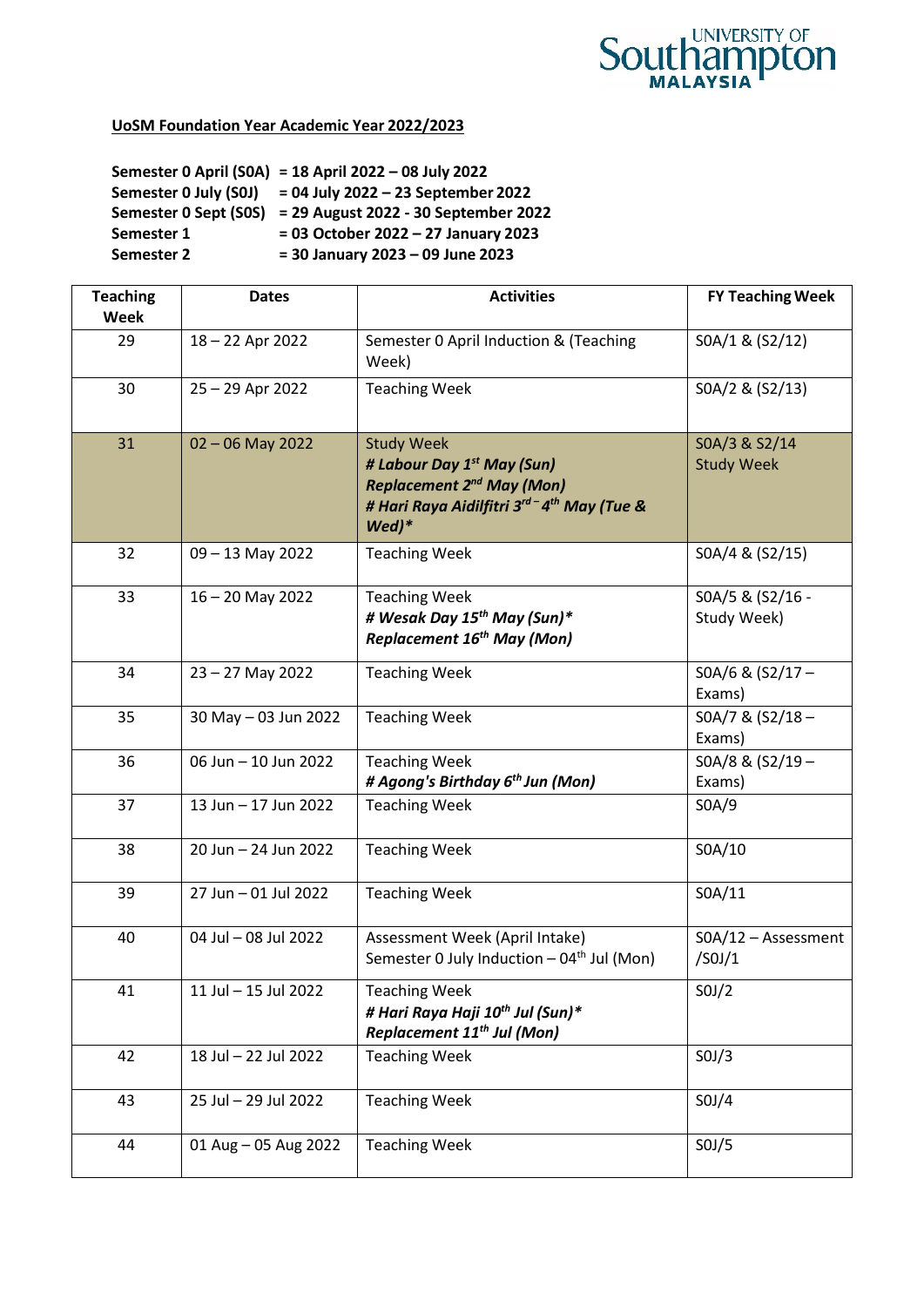**UoSM Foundation Year Academic Year 2022/2023**

**Semester 0 April (S0A) = 18 April 2022 – 08 July 2022**
**Semester 0 July (S0J) = 04 July 2022 – 23 September 2022**
**Semester 0 Sept (S0S) = 29 August 2022 - 30 September 2022**
**Semester 1 = 03 October 2022 – 27 January 2023**
**Semester 2 = 30 January 2023 – 09 June 2023**

| Teaching Week | Dates | Activities | FY Teaching Week |
|---|---|---|---|
| 29 | 18 – 22 Apr 2022 | Semester 0 April Induction & (Teaching Week) | S0A/1 & (S2/12) |
| 30 | 25 – 29 Apr 2022 | Teaching Week | S0A/2 & (S2/13) |
| 31 | 02 – 06 May 2022 | Study Week ***# Labour Day 1st May (Sun)*** ***Replacement 2nd May (Mon)*** ***# Hari Raya Aidilfitri 3rd – 4th May (Tue & Wed)**** | S0A/3 & S2/14 Study Week |
| 32 | 09 – 13 May 2022 | Teaching Week | S0A/4 & (S2/15) |
| 33 | 16 – 20 May 2022 | Teaching Week ***# Wesak Day 15th May (Sun)**** ***Replacement 16th May (Mon)*** | S0A/5 & (S2/16 - Study Week) |
| 34 | 23 – 27 May 2022 | Teaching Week | S0A/6 & (S2/17 – Exams) |
| 35 | 30 May – 03 Jun 2022 | Teaching Week | S0A/7 & (S2/18 – Exams) |
| 36 | 06 Jun – 10 Jun 2022 | Teaching Week ***# Agong's Birthday 6th Jun (Mon)*** | S0A/8 & (S2/19 – Exams) |
| 37 | 13 Jun – 17 Jun 2022 | Teaching Week | S0A/9 |
| 38 | 20 Jun – 24 Jun 2022 | Teaching Week | S0A/10 |
| 39 | 27 Jun – 01 Jul 2022 | Teaching Week | S0A/11 |
| 40 | 04 Jul – 08 Jul 2022 | Assessment Week (April Intake) Semester 0 July Induction – 04th Jul (Mon) | S0A/12 – Assessment /S0J/1 |
| 41 | 11 Jul – 15 Jul 2022 | Teaching Week ***# Hari Raya Haji 10th Jul (Sun)**** ***Replacement 11th Jul (Mon)*** | S0J/2 |
| 42 | 18 Jul – 22 Jul 2022 | Teaching Week | S0J/3 |
| 43 | 25 Jul – 29 Jul 2022 | Teaching Week | S0J/4 |
| 44 | 01 Aug – 05 Aug 2022 | Teaching Week | S0J/5 |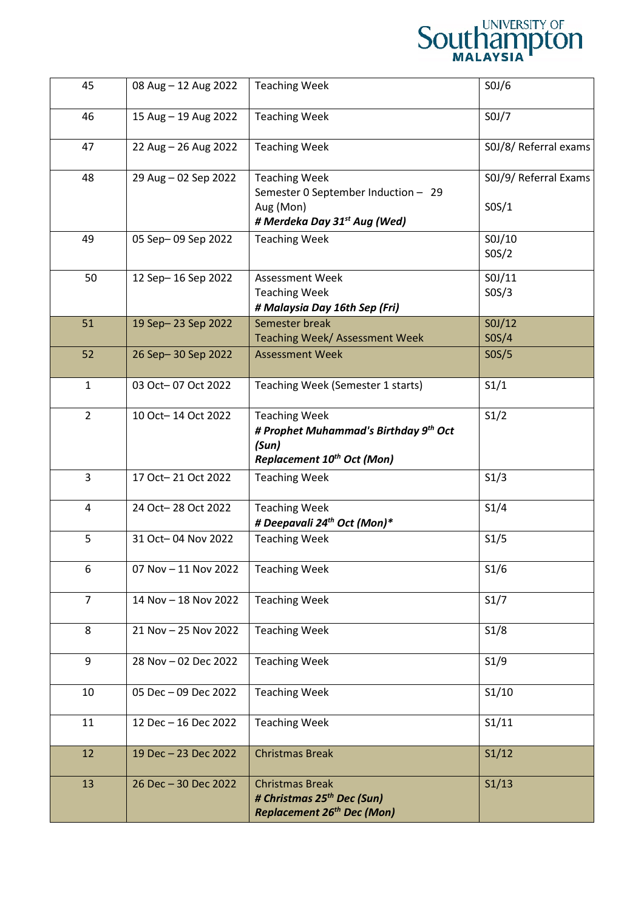| 45 | 08 Aug – 12 Aug 2022 | Teaching Week | S0J/6 |
|---|---|---|---|
| 46 | 15 Aug – 19 Aug 2022 | Teaching Week | S0J/7 |
| 47 | 22 Aug – 26 Aug 2022 | Teaching Week | S0J/8/ Referral exams |
| 48 | 29 Aug – 02 Sep 2022 | Teaching Week<br>Semester 0 September Induction – 29 Aug (Mon)<br>***# Merdeka Day 31st Aug (Wed)*** | S0J/9/ Referral Exams<br>S0S/1 |
| 49 | 05 Sep– 09 Sep 2022 | Teaching Week | S0J/10<br>S0S/2 |
| 50 | 12 Sep– 16 Sep 2022 | Assessment Week<br>Teaching Week<br>***# Malaysia Day 16th Sep (Fri)*** | S0J/11<br>S0S/3 |
| 51 | 19 Sep– 23 Sep 2022 | Semester break<br>Teaching Week/ Assessment Week | S0J/12<br>S0S/4 |
| 52 | 26 Sep– 30 Sep 2022 | Assessment Week | S0S/5 |
| 1 | 03 Oct– 07 Oct 2022 | Teaching Week (Semester 1 starts) | S1/1 |
| 2 | 10 Oct– 14 Oct 2022 | Teaching Week<br>***# Prophet Muhammad's Birthday 9th Oct (Sun)***<br>***Replacement 10th Oct (Mon)*** | S1/2 |
| 3 | 17 Oct– 21 Oct 2022 | Teaching Week | S1/3 |
| 4 | 24 Oct– 28 Oct 2022 | Teaching Week<br>***# Deepavali 24th Oct (Mon)**** | S1/4 |
| 5 | 31 Oct– 04 Nov 2022 | Teaching Week | S1/5 |
| 6 | 07 Nov – 11 Nov 2022 | Teaching Week | S1/6 |
| 7 | 14 Nov – 18 Nov 2022 | Teaching Week | S1/7 |
| 8 | 21 Nov – 25 Nov 2022 | Teaching Week | S1/8 |
| 9 | 28 Nov – 02 Dec 2022 | Teaching Week | S1/9 |
| 10 | 05 Dec – 09 Dec 2022 | Teaching Week | S1/10 |
| 11 | 12 Dec – 16 Dec 2022 | Teaching Week | S1/11 |
| 12 | 19 Dec – 23 Dec 2022 | Christmas Break | S1/12 |
| 13 | 26 Dec – 30 Dec 2022 | Christmas Break<br>***# Christmas 25th Dec (Sun)***<br>***Replacement 26th Dec (Mon)*** | S1/13 |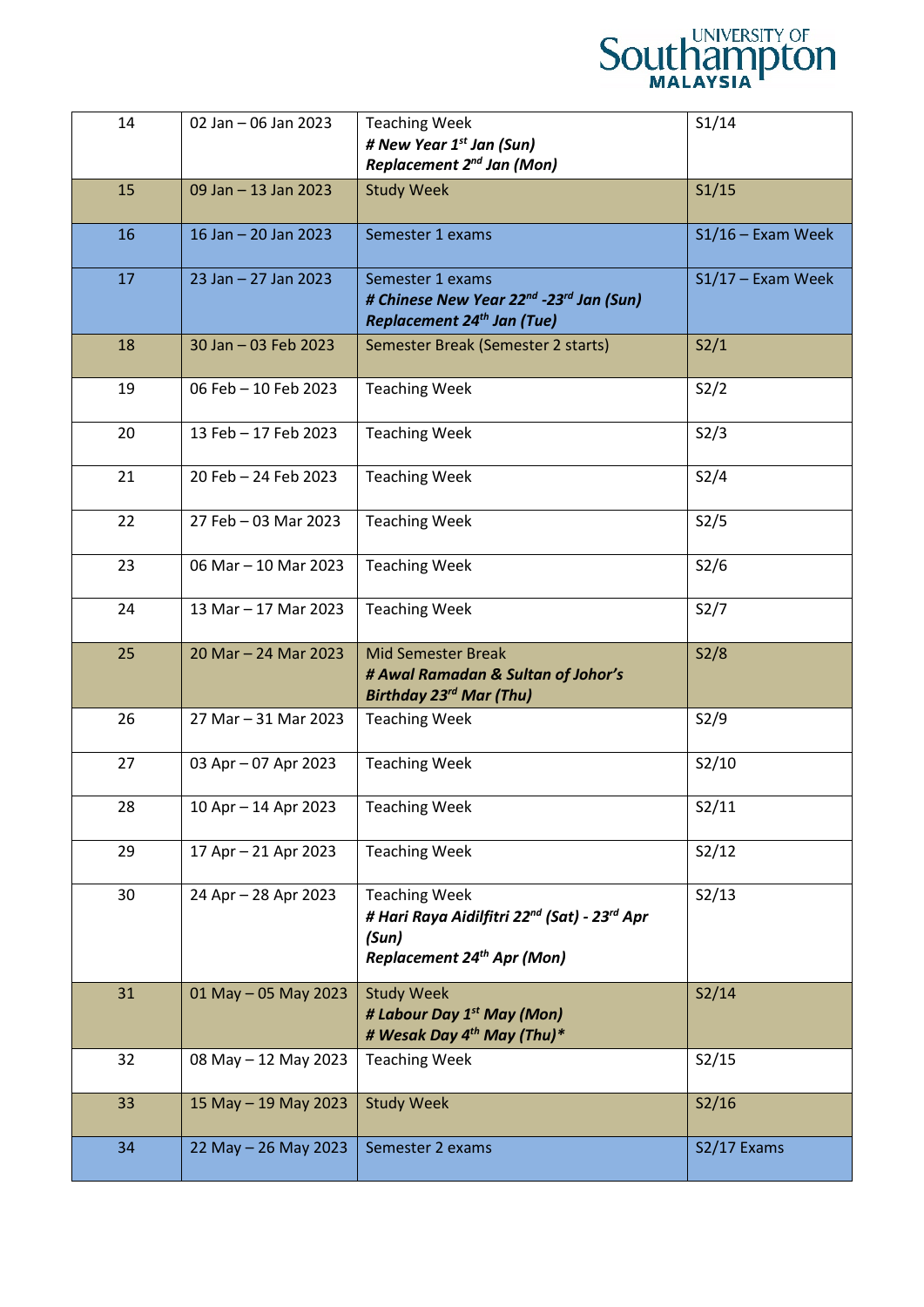| 14 | 02 Jan – 06 Jan 2023 | Teaching Week<br>***# New Year 1st Jan (Sun)***<br>***Replacement 2nd Jan (Mon)*** | S1/14 |
|---|---|---|---|
| 15 | 09 Jan – 13 Jan 2023 | Study Week | S1/15 |
| 16 | 16 Jan – 20 Jan 2023 | Semester 1 exams | S1/16 – Exam Week |
| 17 | 23 Jan – 27 Jan 2023 | Semester 1 exams<br>***# Chinese New Year 22nd -23rd Jan (Sun)***<br>***Replacement 24th Jan (Tue)*** | S1/17 – Exam Week |
| 18 | 30 Jan – 03 Feb 2023 | Semester Break (Semester 2 starts) | S2/1 |
| 19 | 06 Feb – 10 Feb 2023 | Teaching Week | S2/2 |
| 20 | 13 Feb – 17 Feb 2023 | Teaching Week | S2/3 |
| 21 | 20 Feb – 24 Feb 2023 | Teaching Week | S2/4 |
| 22 | 27 Feb – 03 Mar 2023 | Teaching Week | S2/5 |
| 23 | 06 Mar – 10 Mar 2023 | Teaching Week | S2/6 |
| 24 | 13 Mar – 17 Mar 2023 | Teaching Week | S2/7 |
| 25 | 20 Mar – 24 Mar 2023 | Mid Semester Break<br>***# Awal Ramadan & Sultan of Johor's Birthday 23rd Mar (Thu)*** | S2/8 |
| 26 | 27 Mar – 31 Mar 2023 | Teaching Week | S2/9 |
| 27 | 03 Apr – 07 Apr 2023 | Teaching Week | S2/10 |
| 28 | 10 Apr – 14 Apr 2023 | Teaching Week | S2/11 |
| 29 | 17 Apr – 21 Apr 2023 | Teaching Week | S2/12 |
| 30 | 24 Apr – 28 Apr 2023 | Teaching Week<br>***# Hari Raya Aidilfitri 22nd (Sat) - 23rd Apr (Sun)***<br>***Replacement 24th Apr (Mon)*** | S2/13 |
| 31 | 01 May – 05 May 2023 | Study Week<br>***# Labour Day 1st May (Mon)***<br>***# Wesak Day 4th May (Thu)**** | S2/14 |
| 32 | 08 May – 12 May 2023 | Teaching Week | S2/15 |
| 33 | 15 May – 19 May 2023 | Study Week | S2/16 |
| 34 | 22 May – 26 May 2023 | Semester 2 exams | S2/17 Exams |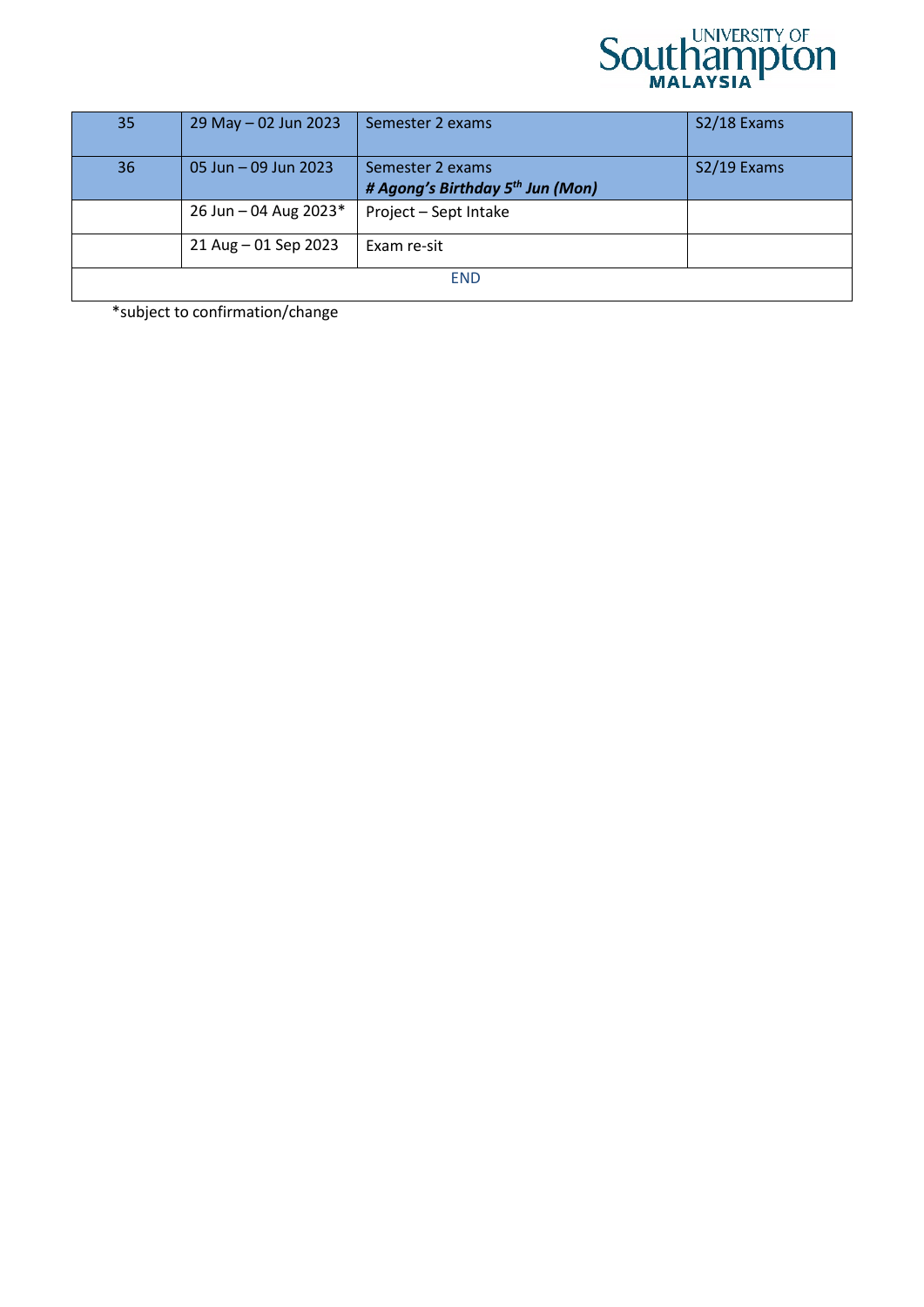| 35 | 29 May – 02 Jun 2023 | Semester 2 exams | S2/18 Exams |
|---|---|---|---|
| 36 | 05 Jun – 09 Jun 2023 | Semester 2 exams<br>***# Agong's Birthday 5th Jun (Mon)*** | S2/19 Exams |
| | 26 Jun – 04 Aug 2023* | Project – Sept Intake | |
| | 21 Aug – 01 Sep 2023 | Exam re-sit | |
| END | | | |

*subject to confirmation/change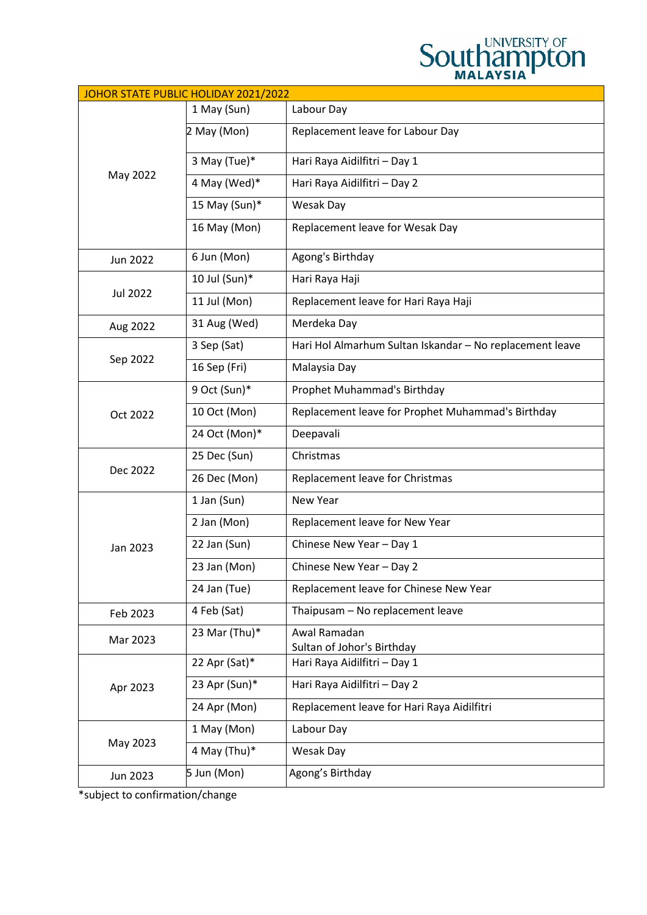| JOHOR STATE PUBLIC HOLIDAY 2021/2022 | | |
|---|---|---|
| May 2022 | 1 May (Sun) | Labour Day |
| | 2 May (Mon) | Replacement leave for Labour Day |
| | 3 May (Tue)* | Hari Raya Aidilfitri – Day 1 |
| | 4 May (Wed)* | Hari Raya Aidilfitri – Day 2 |
| | 15 May (Sun)* | Wesak Day |
| | 16 May (Mon) | Replacement leave for Wesak Day |
| Jun 2022 | 6 Jun (Mon) | Agong's Birthday |
| Jul 2022 | 10 Jul (Sun)* | Hari Raya Haji |
| | 11 Jul (Mon) | Replacement leave for Hari Raya Haji |
| Aug 2022 | 31 Aug (Wed) | Merdeka Day |
| Sep 2022 | 3 Sep (Sat) | Hari Hol Almarhum Sultan Iskandar – No replacement leave |
| | 16 Sep (Fri) | Malaysia Day |
| Oct 2022 | 9 Oct (Sun)* | Prophet Muhammad's Birthday |
| | 10 Oct (Mon) | Replacement leave for Prophet Muhammad's Birthday |
| | 24 Oct (Mon)* | Deepavali |
| Dec 2022 | 25 Dec (Sun) | Christmas |
| | 26 Dec (Mon) | Replacement leave for Christmas |
| Jan 2023 | 1 Jan (Sun) | New Year |
| | 2 Jan (Mon) | Replacement leave for New Year |
| | 22 Jan (Sun) | Chinese New Year – Day 1 |
| | 23 Jan (Mon) | Chinese New Year – Day 2 |
| | 24 Jan (Tue) | Replacement leave for Chinese New Year |
| Feb 2023 | 4 Feb (Sat) | Thaipusam – No replacement leave |
| Mar 2023 | 23 Mar (Thu)* | Awal Ramadan<br>Sultan of Johor's Birthday |
| Apr 2023 | 22 Apr (Sat)* | Hari Raya Aidilfitri – Day 1 |
| | 23 Apr (Sun)* | Hari Raya Aidilfitri – Day 2 |
| | 24 Apr (Mon) | Replacement leave for Hari Raya Aidilfitri |
| May 2023 | 1 May (Mon) | Labour Day |
| | 4 May (Thu)* | Wesak Day |
| Jun 2023 | 5 Jun (Mon) | Agong's Birthday |

*subject to confirmation/change